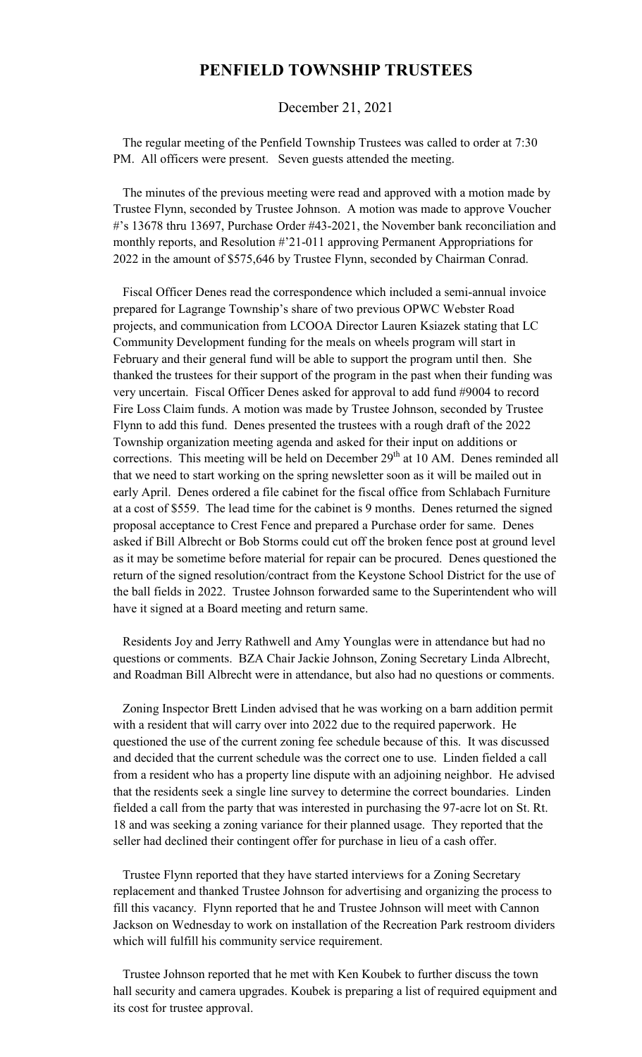# PENFIELD TOWNSHIP TRUSTEES

December 21, 2021

The regular meeting of the Penfield Township Trustees was called to order at 7:30 PM. All officers were present. Seven guests attended the meeting.

The minutes of the previous meeting were read and approved with a motion made by Trustee Flynn, seconded by Trustee Johnson. A motion was made to approve Voucher #'s 13678 thru 13697, Purchase Order #43-2021, the November bank reconciliation and monthly reports, and Resolution #'21-011 approving Permanent Appropriations for 2022 in the amount of $575,646 by Trustee Flynn, seconded by Chairman Conrad.

Fiscal Officer Denes read the correspondence which included a semi-annual invoice prepared for Lagrange Township's share of two previous OPWC Webster Road projects, and communication from LCOOA Director Lauren Ksiazek stating that LC Community Development funding for the meals on wheels program will start in February and their general fund will be able to support the program until then. She thanked the trustees for their support of the program in the past when their funding was very uncertain. Fiscal Officer Denes asked for approval to add fund #9004 to record Fire Loss Claim funds. A motion was made by Trustee Johnson, seconded by Trustee Flynn to add this fund. Denes presented the trustees with a rough draft of the 2022 Township organization meeting agenda and asked for their input on additions or corrections. This meeting will be held on December 29th at 10 AM. Denes reminded all that we need to start working on the spring newsletter soon as it will be mailed out in early April. Denes ordered a file cabinet for the fiscal office from Schlabach Furniture at a cost of $559. The lead time for the cabinet is 9 months. Denes returned the signed proposal acceptance to Crest Fence and prepared a Purchase order for same. Denes asked if Bill Albrecht or Bob Storms could cut off the broken fence post at ground level as it may be sometime before material for repair can be procured. Denes questioned the return of the signed resolution/contract from the Keystone School District for the use of the ball fields in 2022. Trustee Johnson forwarded same to the Superintendent who will have it signed at a Board meeting and return same.

Residents Joy and Jerry Rathwell and Amy Younglas were in attendance but had no questions or comments. BZA Chair Jackie Johnson, Zoning Secretary Linda Albrecht, and Roadman Bill Albrecht were in attendance, but also had no questions or comments.

Zoning Inspector Brett Linden advised that he was working on a barn addition permit with a resident that will carry over into 2022 due to the required paperwork. He questioned the use of the current zoning fee schedule because of this. It was discussed and decided that the current schedule was the correct one to use. Linden fielded a call from a resident who has a property line dispute with an adjoining neighbor. He advised that the residents seek a single line survey to determine the correct boundaries. Linden fielded a call from the party that was interested in purchasing the 97-acre lot on St. Rt. 18 and was seeking a zoning variance for their planned usage. They reported that the seller had declined their contingent offer for purchase in lieu of a cash offer.

Trustee Flynn reported that they have started interviews for a Zoning Secretary replacement and thanked Trustee Johnson for advertising and organizing the process to fill this vacancy. Flynn reported that he and Trustee Johnson will meet with Cannon Jackson on Wednesday to work on installation of the Recreation Park restroom dividers which will fulfill his community service requirement.

Trustee Johnson reported that he met with Ken Koubek to further discuss the town hall security and camera upgrades. Koubek is preparing a list of required equipment and its cost for trustee approval.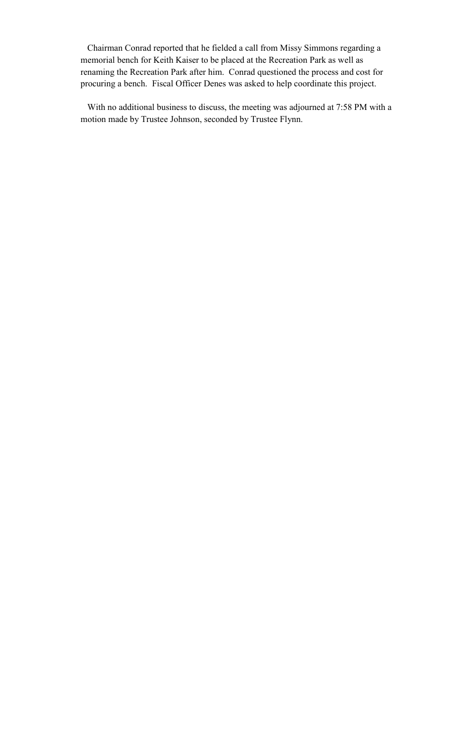Chairman Conrad reported that he fielded a call from Missy Simmons regarding a memorial bench for Keith Kaiser to be placed at the Recreation Park as well as renaming the Recreation Park after him. Conrad questioned the process and cost for procuring a bench. Fiscal Officer Denes was asked to help coordinate this project.

With no additional business to discuss, the meeting was adjourned at 7:58 PM with a motion made by Trustee Johnson, seconded by Trustee Flynn.